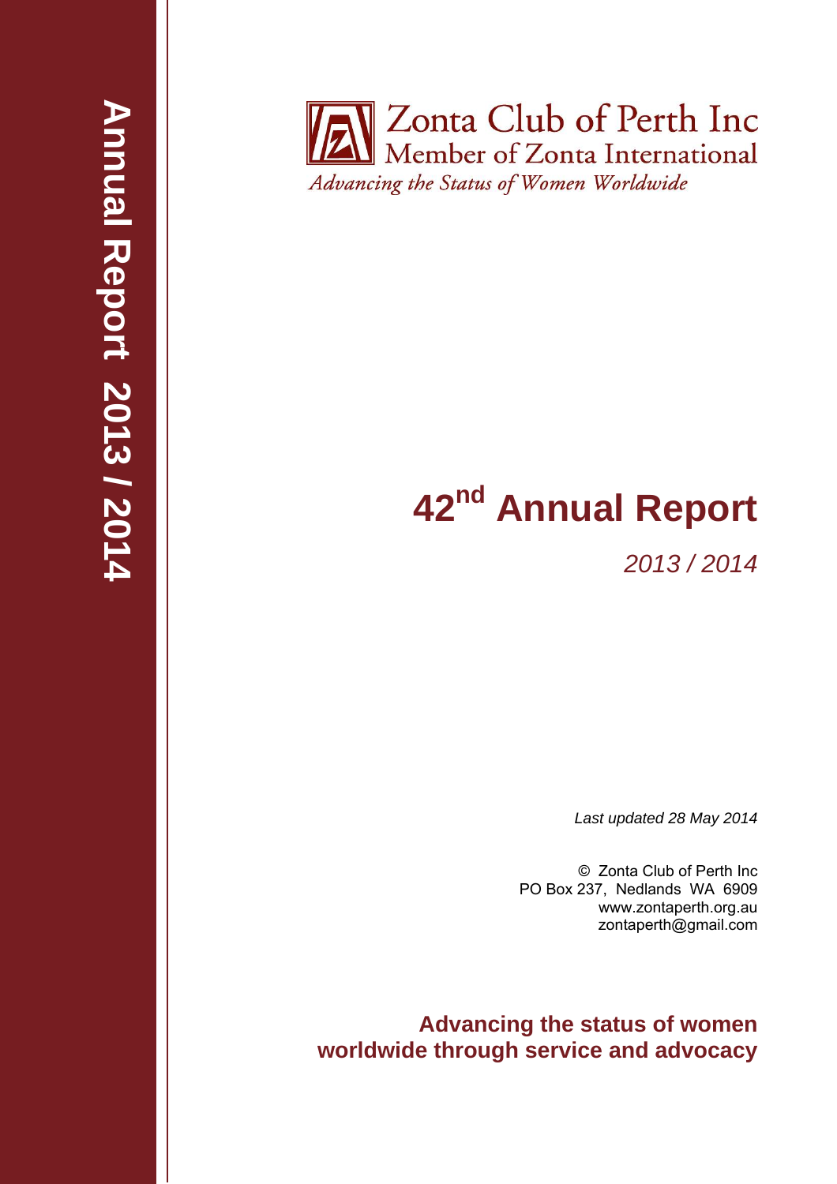Annual Report 2013 / 2014

Zonta Club of Perth Inc
Member of Zonta International
*Advancing the Status of Women Worldwide*

# 42nd Annual Report

*2013 / 2014*

*Last updated 28 May 2014*

© Zonta Club of Perth Inc
PO Box 237, Nedlands WA 6909
www.zontaperth.org.au
zontaperth@gmail.com

**Advancing the status of women worldwide through service and advocacy**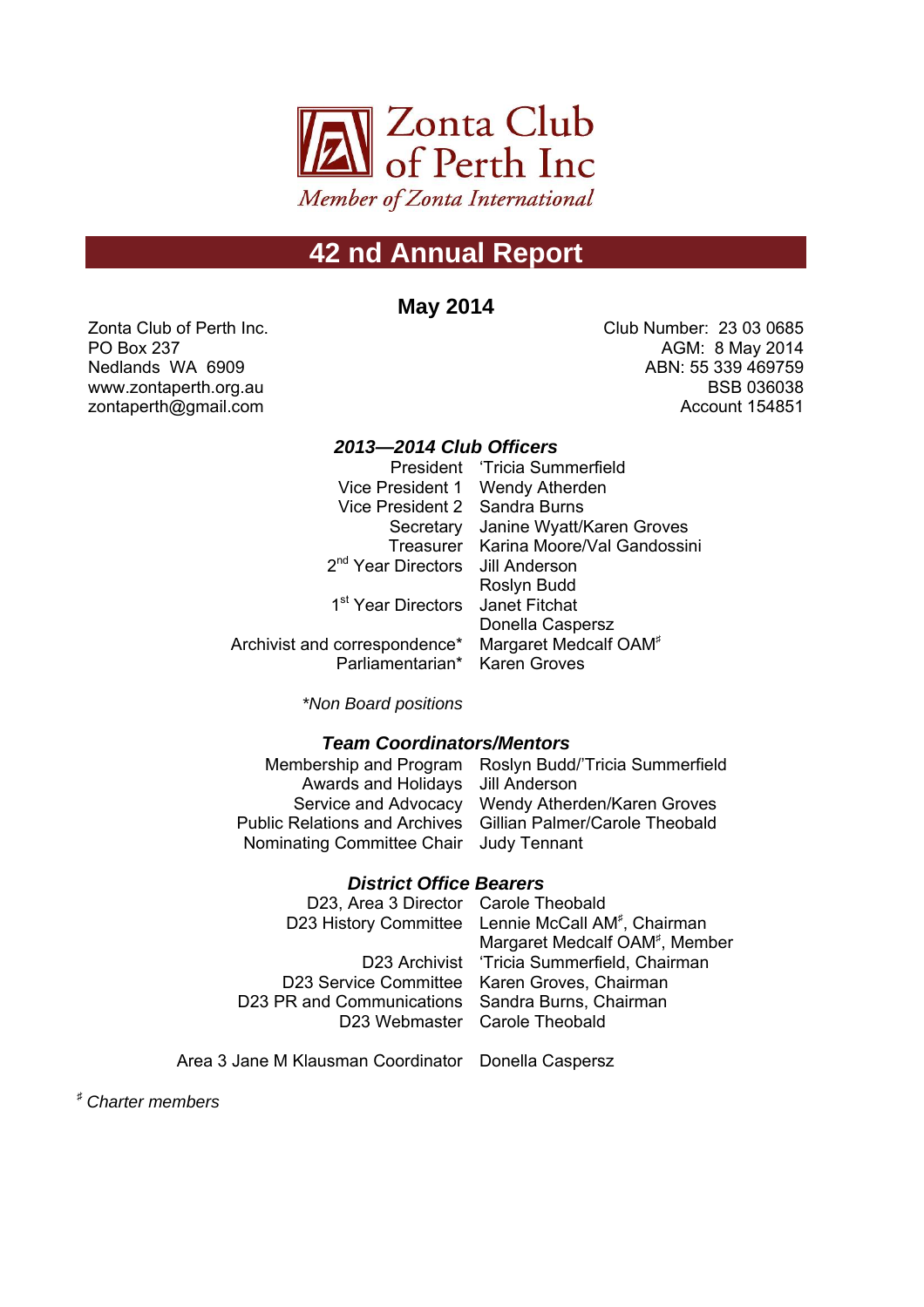Zonta Club of Perth Inc

*Member of Zonta International*

# 42 nd Annual Report

## May 2014

Zonta Club of Perth Inc.
PO Box 237
Nedlands WA 6909
www.zontaperth.org.au
zontaperth@gmail.com

Club Number: 23 03 0685
AGM: 8 May 2014
ABN: 55 339 469759
BSB 036038
Account 154851

### *2013—2014 Club Officers*

| | |
|---|---|
| President | 'Tricia Summerfield |
| Vice President 1 | Wendy Atherden |
| Vice President 2 | Sandra Burns |
| Secretary | Janine Wyatt/Karen Groves |
| Treasurer | Karina Moore/Val Gandossini |
| 2nd Year Directors | Jill Anderson |
| | Roslyn Budd |
| 1st Year Directors | Janet Fitchat |
| | Donella Caspersz |
| Archivist and correspondence* | Margaret Medcalf OAM♯ |
| Parliamentarian* | Karen Groves |

*\*Non Board positions*

### *Team Coordinators/Mentors*

| | |
|---|---|
| Membership and Program | Roslyn Budd/'Tricia Summerfield |
| Awards and Holidays | Jill Anderson |
| Service and Advocacy | Wendy Atherden/Karen Groves |
| Public Relations and Archives | Gillian Palmer/Carole Theobald |
| Nominating Committee Chair | Judy Tennant |

### *District Office Bearers*

| | |
|---|---|
| D23, Area 3 Director | Carole Theobald |
| D23 History Committee | Lennie McCall AM♯, Chairman |
| | Margaret Medcalf OAM♯, Member |
| D23 Archivist | 'Tricia Summerfield, Chairman |
| D23 Service Committee | Karen Groves, Chairman |
| D23 PR and Communications | Sandra Burns, Chairman |
| D23 Webmaster | Carole Theobald |
| | |
| Area 3 Jane M Klausman Coordinator | Donella Caspersz |

♯ *Charter members*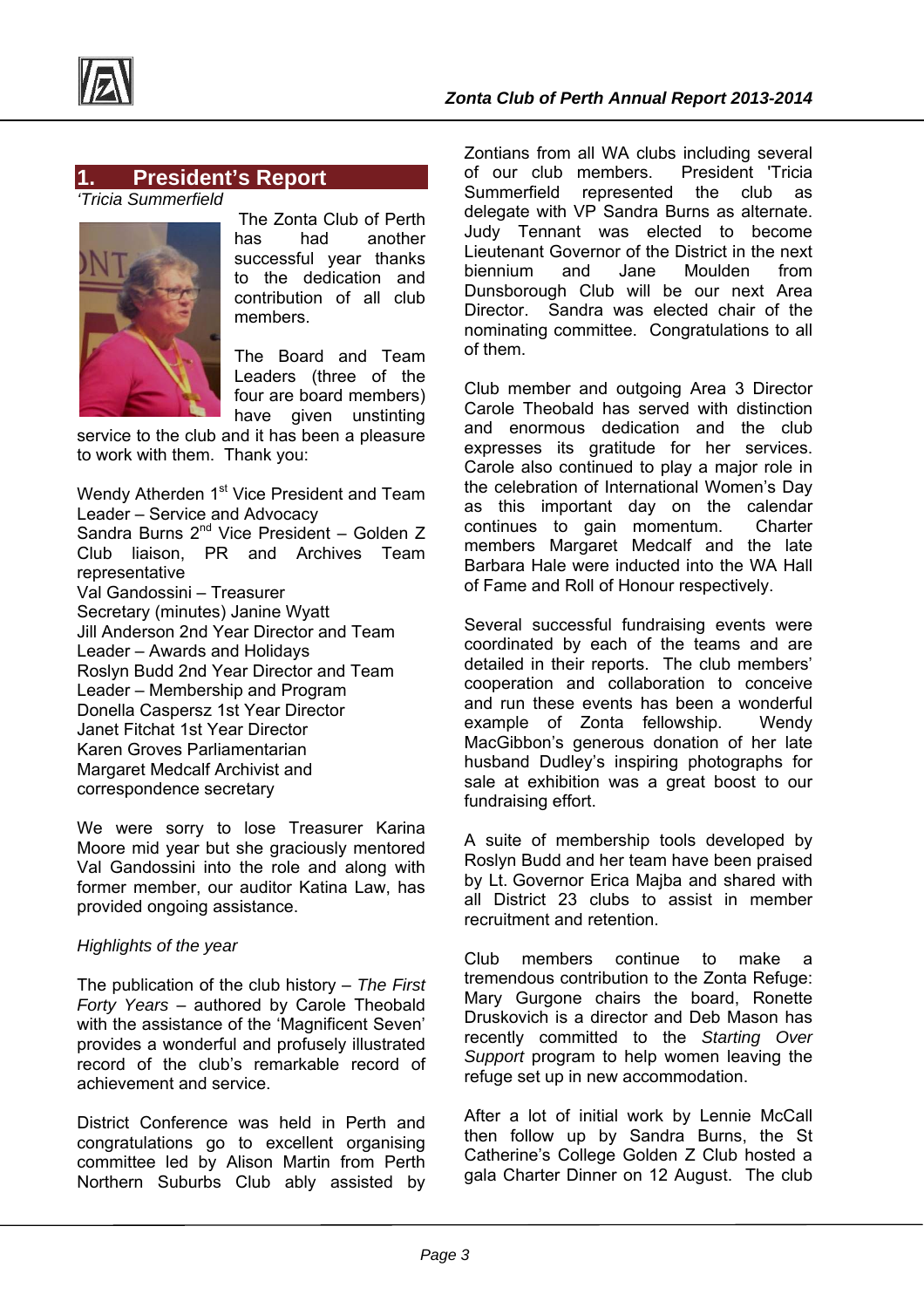## 1. President's Report

*'Tricia Summerfield*

The Zonta Club of Perth has had another successful year thanks to the dedication and contribution of all club members.

The Board and Team Leaders (three of the four are board members) have given unstinting service to the club and it has been a pleasure to work with them. Thank you:

Wendy Atherden 1st Vice President and Team Leader – Service and Advocacy
Sandra Burns 2nd Vice President – Golden Z Club liaison, PR and Archives Team representative
Val Gandossini – Treasurer
Secretary (minutes) Janine Wyatt
Jill Anderson 2nd Year Director and Team Leader – Awards and Holidays
Roslyn Budd 2nd Year Director and Team Leader – Membership and Program
Donella Caspersz 1st Year Director
Janet Fitchat 1st Year Director
Karen Groves Parliamentarian
Margaret Medcalf Archivist and correspondence secretary

We were sorry to lose Treasurer Karina Moore mid year but she graciously mentored Val Gandossini into the role and along with former member, our auditor Katina Law, has provided ongoing assistance.

*Highlights of the year*

The publication of the club history – *The First Forty Years* – authored by Carole Theobald with the assistance of the 'Magnificent Seven' provides a wonderful and profusely illustrated record of the club's remarkable record of achievement and service.

District Conference was held in Perth and congratulations go to excellent organising committee led by Alison Martin from Perth Northern Suburbs Club ably assisted by Zontians from all WA clubs including several of our club members. President 'Tricia Summerfield represented the club as delegate with VP Sandra Burns as alternate. Judy Tennant was elected to become Lieutenant Governor of the District in the next biennium and Jane Moulden from Dunsborough Club will be our next Area Director. Sandra was elected chair of the nominating committee. Congratulations to all of them.

Club member and outgoing Area 3 Director Carole Theobald has served with distinction and enormous dedication and the club expresses its gratitude for her services. Carole also continued to play a major role in the celebration of International Women's Day as this important day on the calendar continues to gain momentum. Charter members Margaret Medcalf and the late Barbara Hale were inducted into the WA Hall of Fame and Roll of Honour respectively.

Several successful fundraising events were coordinated by each of the teams and are detailed in their reports. The club members' cooperation and collaboration to conceive and run these events has been a wonderful example of Zonta fellowship. Wendy MacGibbon's generous donation of her late husband Dudley's inspiring photographs for sale at exhibition was a great boost to our fundraising effort.

A suite of membership tools developed by Roslyn Budd and her team have been praised by Lt. Governor Erica Majba and shared with all District 23 clubs to assist in member recruitment and retention.

Club members continue to make a tremendous contribution to the Zonta Refuge: Mary Gurgone chairs the board, Ronette Druskovich is a director and Deb Mason has recently committed to the *Starting Over Support* program to help women leaving the refuge set up in new accommodation.

After a lot of initial work by Lennie McCall then follow up by Sandra Burns, the St Catherine's College Golden Z Club hosted a gala Charter Dinner on 12 August. The club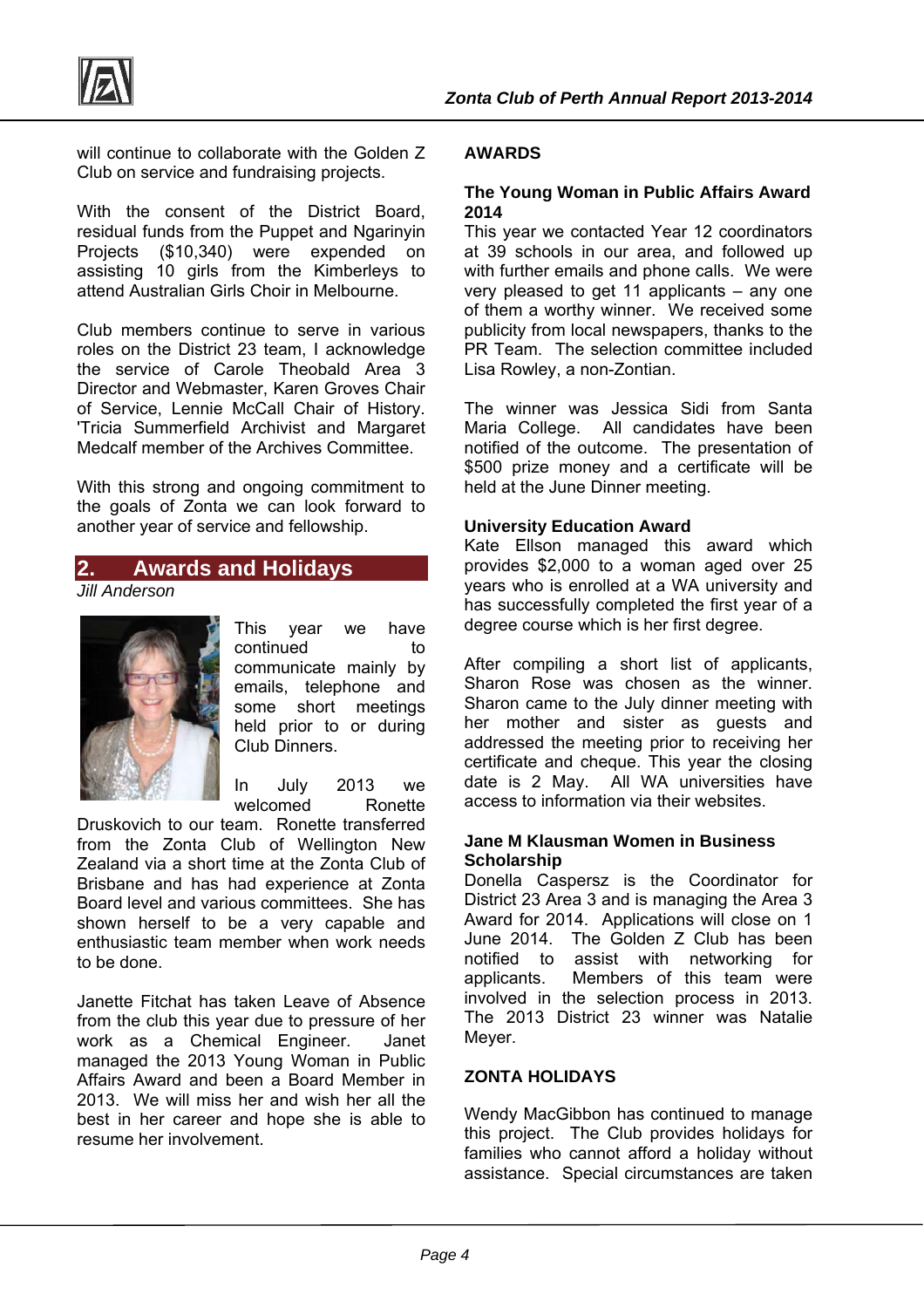will continue to collaborate with the Golden Z Club on service and fundraising projects.

With the consent of the District Board, residual funds from the Puppet and Ngarinyin Projects ($10,340) were expended on assisting 10 girls from the Kimberleys to attend Australian Girls Choir in Melbourne.

Club members continue to serve in various roles on the District 23 team, I acknowledge the service of Carole Theobald Area 3 Director and Webmaster, Karen Groves Chair of Service, Lennie McCall Chair of History. 'Tricia Summerfield Archivist and Margaret Medcalf member of the Archives Committee.

With this strong and ongoing commitment to the goals of Zonta we can look forward to another year of service and fellowship.

## 2. Awards and Holidays

*Jill Anderson*

This year we have continued to communicate mainly by emails, telephone and some short meetings held prior to or during Club Dinners.

In July 2013 we welcomed Ronette Druskovich to our team. Ronette transferred from the Zonta Club of Wellington New Zealand via a short time at the Zonta Club of Brisbane and has had experience at Zonta Board level and various committees. She has shown herself to be a very capable and enthusiastic team member when work needs to be done.

Janette Fitchat has taken Leave of Absence from the club this year due to pressure of her work as a Chemical Engineer. Janet managed the 2013 Young Woman in Public Affairs Award and been a Board Member in 2013. We will miss her and wish her all the best in her career and hope she is able to resume her involvement.

### AWARDS

**The Young Woman in Public Affairs Award 2014**

This year we contacted Year 12 coordinators at 39 schools in our area, and followed up with further emails and phone calls. We were very pleased to get 11 applicants – any one of them a worthy winner. We received some publicity from local newspapers, thanks to the PR Team. The selection committee included Lisa Rowley, a non-Zontian.

The winner was Jessica Sidi from Santa Maria College. All candidates have been notified of the outcome. The presentation of $500 prize money and a certificate will be held at the June Dinner meeting.

**University Education Award**

Kate Ellson managed this award which provides $2,000 to a woman aged over 25 years who is enrolled at a WA university and has successfully completed the first year of a degree course which is her first degree.

After compiling a short list of applicants, Sharon Rose was chosen as the winner. Sharon came to the July dinner meeting with her mother and sister as guests and addressed the meeting prior to receiving her certificate and cheque. This year the closing date is 2 May. All WA universities have access to information via their websites.

**Jane M Klausman Women in Business Scholarship**

Donella Caspersz is the Coordinator for District 23 Area 3 and is managing the Area 3 Award for 2014. Applications will close on 1 June 2014. The Golden Z Club has been notified to assist with networking for applicants. Members of this team were involved in the selection process in 2013. The 2013 District 23 winner was Natalie Meyer.

### ZONTA HOLIDAYS

Wendy MacGibbon has continued to manage this project. The Club provides holidays for families who cannot afford a holiday without assistance. Special circumstances are taken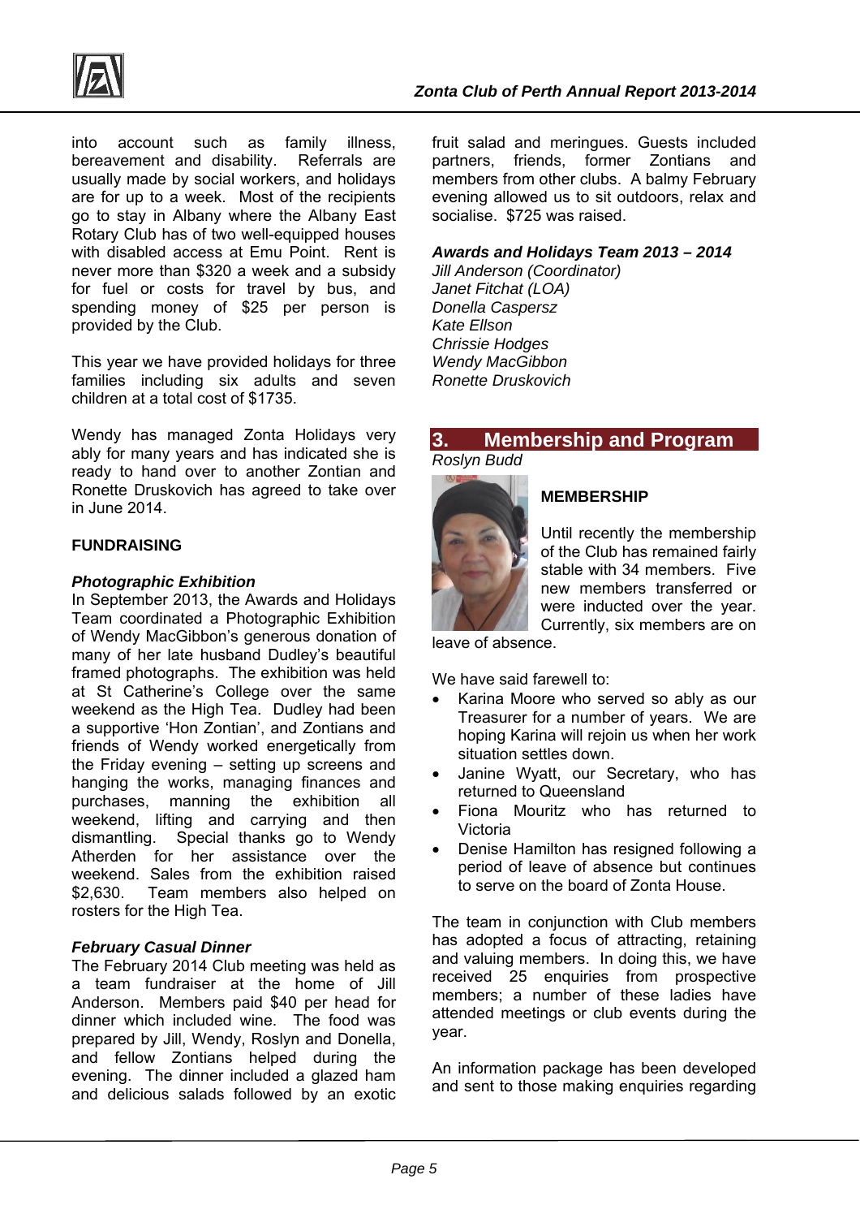into account such as family illness, bereavement and disability. Referrals are usually made by social workers, and holidays are for up to a week. Most of the recipients go to stay in Albany where the Albany East Rotary Club has of two well-equipped houses with disabled access at Emu Point. Rent is never more than $320 a week and a subsidy for fuel or costs for travel by bus, and spending money of $25 per person is provided by the Club.

This year we have provided holidays for three families including six adults and seven children at a total cost of $1735.

Wendy has managed Zonta Holidays very ably for many years and has indicated she is ready to hand over to another Zontian and Ronette Druskovich has agreed to take over in June 2014.

**FUNDRAISING**

***Photographic Exhibition***

In September 2013, the Awards and Holidays Team coordinated a Photographic Exhibition of Wendy MacGibbon's generous donation of many of her late husband Dudley's beautiful framed photographs. The exhibition was held at St Catherine's College over the same weekend as the High Tea. Dudley had been a supportive 'Hon Zontian', and Zontians and friends of Wendy worked energetically from the Friday evening – setting up screens and hanging the works, managing finances and purchases, manning the exhibition all weekend, lifting and carrying and then dismantling. Special thanks go to Wendy Atherden for her assistance over the weekend. Sales from the exhibition raised $2,630. Team members also helped on rosters for the High Tea.

***February Casual Dinner***

The February 2014 Club meeting was held as a team fundraiser at the home of Jill Anderson. Members paid $40 per head for dinner which included wine. The food was prepared by Jill, Wendy, Roslyn and Donella, and fellow Zontians helped during the evening. The dinner included a glazed ham and delicious salads followed by an exotic fruit salad and meringues. Guests included partners, friends, former Zontians and members from other clubs. A balmy February evening allowed us to sit outdoors, relax and socialise. $725 was raised.

***Awards and Holidays Team 2013 – 2014***

*Jill Anderson (Coordinator)*
*Janet Fitchat (LOA)*
*Donella Caspersz*
*Kate Ellson*
*Chrissie Hodges*
*Wendy MacGibbon*
*Ronette Druskovich*

## 3. Membership and Program

*Roslyn Budd*

**MEMBERSHIP**

Until recently the membership of the Club has remained fairly stable with 34 members. Five new members transferred or were inducted over the year. Currently, six members are on leave of absence.

We have said farewell to:

- Karina Moore who served so ably as our Treasurer for a number of years. We are hoping Karina will rejoin us when her work situation settles down.
- Janine Wyatt, our Secretary, who has returned to Queensland
- Fiona Mouritz who has returned to Victoria
- Denise Hamilton has resigned following a period of leave of absence but continues to serve on the board of Zonta House.

The team in conjunction with Club members has adopted a focus of attracting, retaining and valuing members. In doing this, we have received 25 enquiries from prospective members; a number of these ladies have attended meetings or club events during the year.

An information package has been developed and sent to those making enquiries regarding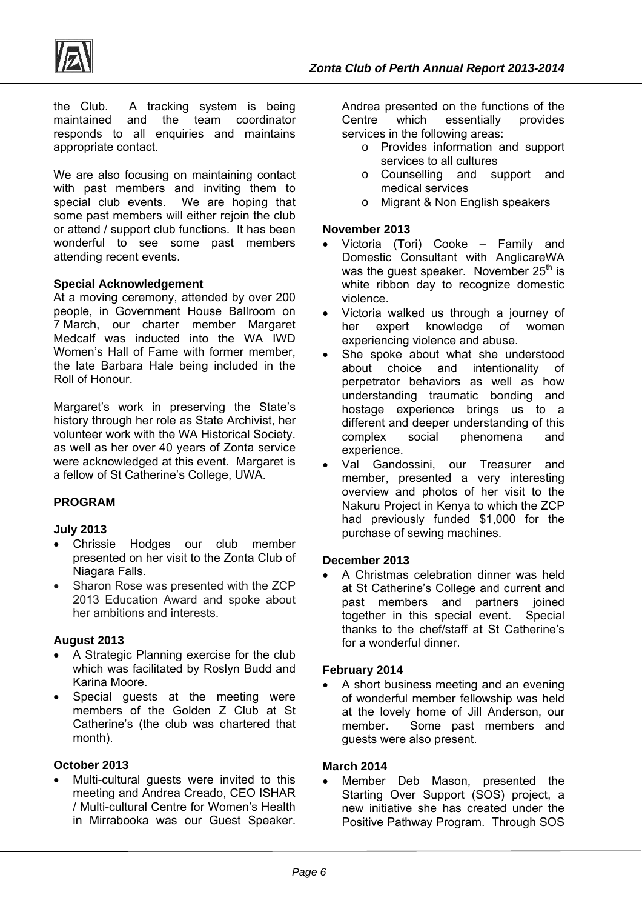the Club. A tracking system is being maintained and the team coordinator responds to all enquiries and maintains appropriate contact.

We are also focusing on maintaining contact with past members and inviting them to special club events. We are hoping that some past members will either rejoin the club or attend / support club functions. It has been wonderful to see some past members attending recent events.

**Special Acknowledgement**

At a moving ceremony, attended by over 200 people, in Government House Ballroom on 7 March, our charter member Margaret Medcalf was inducted into the WA IWD Women's Hall of Fame with former member, the late Barbara Hale being included in the Roll of Honour.

Margaret's work in preserving the State's history through her role as State Archivist, her volunteer work with the WA Historical Society. as well as her over 40 years of Zonta service were acknowledged at this event. Margaret is a fellow of St Catherine's College, UWA.

## PROGRAM

### July 2013

- Chrissie Hodges our club member presented on her visit to the Zonta Club of Niagara Falls.
- Sharon Rose was presented with the ZCP 2013 Education Award and spoke about her ambitions and interests.

### August 2013

- A Strategic Planning exercise for the club which was facilitated by Roslyn Budd and Karina Moore.
- Special guests at the meeting were members of the Golden Z Club at St Catherine's (the club was chartered that month).

### October 2013

- Multi-cultural guests were invited to this meeting and Andrea Creado, CEO ISHAR / Multi-cultural Centre for Women's Health in Mirrabooka was our Guest Speaker. Andrea presented on the functions of the Centre which essentially provides services in the following areas:
  - Provides information and support services to all cultures
  - Counselling and support and medical services
  - Migrant & Non English speakers

### November 2013

- Victoria (Tori) Cooke – Family and Domestic Consultant with AnglicareWA was the guest speaker. November 25th is white ribbon day to recognize domestic violence.
- Victoria walked us through a journey of her expert knowledge of women experiencing violence and abuse.
- She spoke about what she understood about choice and intentionality of perpetrator behaviors as well as how understanding traumatic bonding and hostage experience brings us to a different and deeper understanding of this complex social phenomena and experience.
- Val Gandossini, our Treasurer and member, presented a very interesting overview and photos of her visit to the Nakuru Project in Kenya to which the ZCP had previously funded $1,000 for the purchase of sewing machines.

### December 2013

- A Christmas celebration dinner was held at St Catherine's College and current and past members and partners joined together in this special event. Special thanks to the chef/staff at St Catherine's for a wonderful dinner.

### February 2014

- A short business meeting and an evening of wonderful member fellowship was held at the lovely home of Jill Anderson, our member. Some past members and guests were also present.

### March 2014

- Member Deb Mason, presented the Starting Over Support (SOS) project, a new initiative she has created under the Positive Pathway Program. Through SOS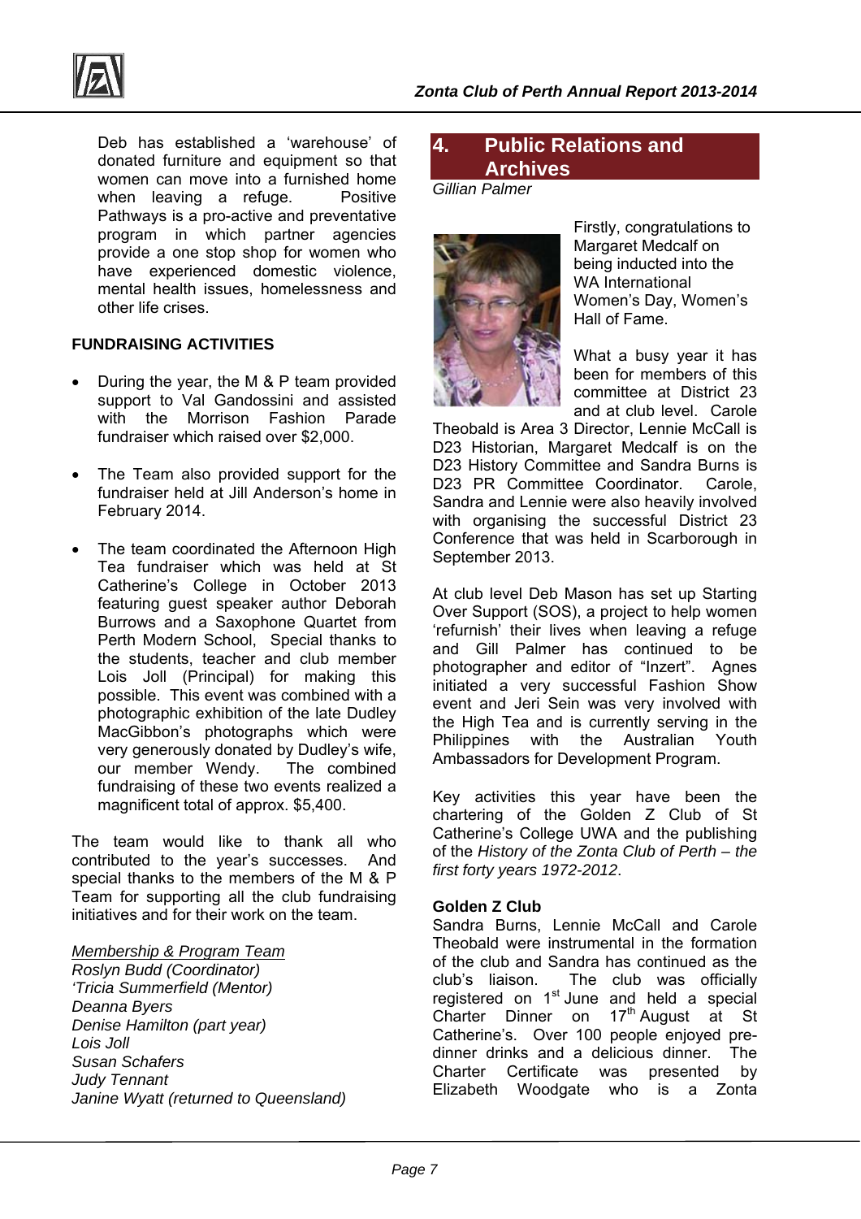Deb has established a 'warehouse' of donated furniture and equipment so that women can move into a furnished home when leaving a refuge. Positive Pathways is a pro-active and preventative program in which partner agencies provide a one stop shop for women who have experienced domestic violence, mental health issues, homelessness and other life crises.

**FUNDRAISING ACTIVITIES**

- During the year, the M & P team provided support to Val Gandossini and assisted with the Morrison Fashion Parade fundraiser which raised over $2,000.
- The Team also provided support for the fundraiser held at Jill Anderson's home in February 2014.
- The team coordinated the Afternoon High Tea fundraiser which was held at St Catherine's College in October 2013 featuring guest speaker author Deborah Burrows and a Saxophone Quartet from Perth Modern School, Special thanks to the students, teacher and club member Lois Joll (Principal) for making this possible. This event was combined with a photographic exhibition of the late Dudley MacGibbon's photographs which were very generously donated by Dudley's wife, our member Wendy. The combined fundraising of these two events realized a magnificent total of approx. $5,400.

The team would like to thank all who contributed to the year's successes. And special thanks to the members of the M & P Team for supporting all the club fundraising initiatives and for their work on the team.

*Membership & Program Team*
*Roslyn Budd (Coordinator)*
*'Tricia Summerfield (Mentor)*
*Deanna Byers*
*Denise Hamilton (part year)*
*Lois Joll*
*Susan Schafers*
*Judy Tennant*
*Janine Wyatt (returned to Queensland)*

## 4. Public Relations and Archives

*Gillian Palmer*

Firstly, congratulations to Margaret Medcalf on being inducted into the WA International Women's Day, Women's Hall of Fame.

What a busy year it has been for members of this committee at District 23 and at club level. Carole Theobald is Area 3 Director, Lennie McCall is D23 Historian, Margaret Medcalf is on the D23 History Committee and Sandra Burns is D23 PR Committee Coordinator. Carole, Sandra and Lennie were also heavily involved with organising the successful District 23 Conference that was held in Scarborough in September 2013.

At club level Deb Mason has set up Starting Over Support (SOS), a project to help women 'refurnish' their lives when leaving a refuge and Gill Palmer has continued to be photographer and editor of "Inzert". Agnes initiated a very successful Fashion Show event and Jeri Sein was very involved with the High Tea and is currently serving in the Philippines with the Australian Youth Ambassadors for Development Program.

Key activities this year have been the chartering of the Golden Z Club of St Catherine's College UWA and the publishing of the *History of the Zonta Club of Perth – the first forty years 1972-2012*.

**Golden Z Club**

Sandra Burns, Lennie McCall and Carole Theobald were instrumental in the formation of the club and Sandra has continued as the club's liaison. The club was officially registered on 1st June and held a special Charter Dinner on 17th August at St Catherine's. Over 100 people enjoyed pre-dinner drinks and a delicious dinner. The Charter Certificate was presented by Elizabeth Woodgate who is a Zonta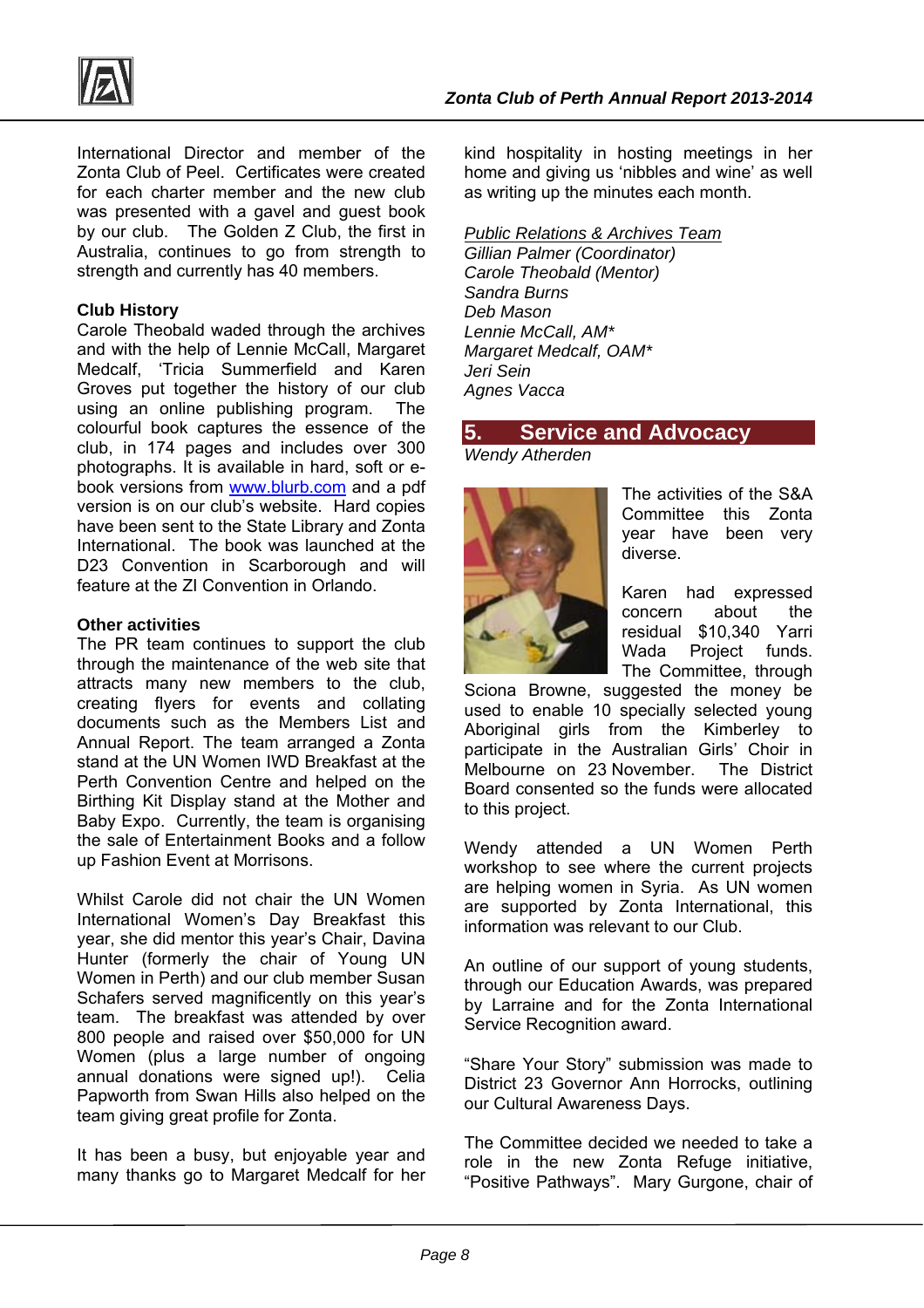International Director and member of the Zonta Club of Peel. Certificates were created for each charter member and the new club was presented with a gavel and guest book by our club. The Golden Z Club, the first in Australia, continues to go from strength to strength and currently has 40 members.

**Club History**

Carole Theobald waded through the archives and with the help of Lennie McCall, Margaret Medcalf, 'Tricia Summerfield and Karen Groves put together the history of our club using an online publishing program. The colourful book captures the essence of the club, in 174 pages and includes over 300 photographs. It is available in hard, soft or e-book versions from www.blurb.com and a pdf version is on our club's website. Hard copies have been sent to the State Library and Zonta International. The book was launched at the D23 Convention in Scarborough and will feature at the ZI Convention in Orlando.

**Other activities**

The PR team continues to support the club through the maintenance of the web site that attracts many new members to the club, creating flyers for events and collating documents such as the Members List and Annual Report. The team arranged a Zonta stand at the UN Women IWD Breakfast at the Perth Convention Centre and helped on the Birthing Kit Display stand at the Mother and Baby Expo. Currently, the team is organising the sale of Entertainment Books and a follow up Fashion Event at Morrisons.

Whilst Carole did not chair the UN Women International Women's Day Breakfast this year, she did mentor this year's Chair, Davina Hunter (formerly the chair of Young UN Women in Perth) and our club member Susan Schafers served magnificently on this year's team. The breakfast was attended by over 800 people and raised over $50,000 for UN Women (plus a large number of ongoing annual donations were signed up!). Celia Papworth from Swan Hills also helped on the team giving great profile for Zonta.

It has been a busy, but enjoyable year and many thanks go to Margaret Medcalf for her kind hospitality in hosting meetings in her home and giving us 'nibbles and wine' as well as writing up the minutes each month.

*Public Relations & Archives Team*
*Gillian Palmer (Coordinator)*
*Carole Theobald (Mentor)*
*Sandra Burns*
*Deb Mason*
*Lennie McCall, AM**
*Margaret Medcalf, OAM**
*Jeri Sein*
*Agnes Vacca*

## 5. Service and Advocacy

*Wendy Atherden*

The activities of the S&A Committee this Zonta year have been very diverse.

Karen had expressed concern about the residual $10,340 Yarri Wada Project funds. The Committee, through Sciona Browne, suggested the money be used to enable 10 specially selected young Aboriginal girls from the Kimberley to participate in the Australian Girls' Choir in Melbourne on 23 November. The District Board consented so the funds were allocated to this project.

Wendy attended a UN Women Perth workshop to see where the current projects are helping women in Syria. As UN women are supported by Zonta International, this information was relevant to our Club.

An outline of our support of young students, through our Education Awards, was prepared by Larraine and for the Zonta International Service Recognition award.

"Share Your Story" submission was made to District 23 Governor Ann Horrocks, outlining our Cultural Awareness Days.

The Committee decided we needed to take a role in the new Zonta Refuge initiative, "Positive Pathways". Mary Gurgone, chair of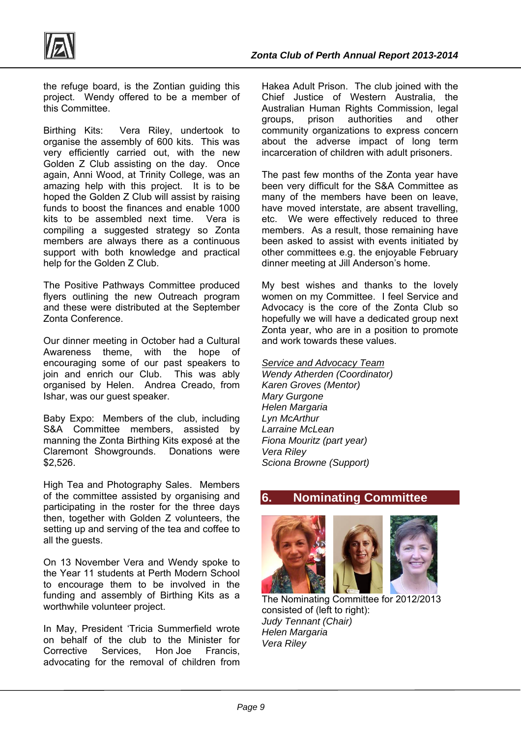the refuge board, is the Zontian guiding this project. Wendy offered to be a member of this Committee.

Birthing Kits: Vera Riley, undertook to organise the assembly of 600 kits. This was very efficiently carried out, with the new Golden Z Club assisting on the day. Once again, Anni Wood, at Trinity College, was an amazing help with this project. It is to be hoped the Golden Z Club will assist by raising funds to boost the finances and enable 1000 kits to be assembled next time. Vera is compiling a suggested strategy so Zonta members are always there as a continuous support with both knowledge and practical help for the Golden Z Club.

The Positive Pathways Committee produced flyers outlining the new Outreach program and these were distributed at the September Zonta Conference.

Our dinner meeting in October had a Cultural Awareness theme, with the hope of encouraging some of our past speakers to join and enrich our Club. This was ably organised by Helen. Andrea Creado, from Ishar, was our guest speaker.

Baby Expo: Members of the club, including S&A Committee members, assisted by manning the Zonta Birthing Kits exposé at the Claremont Showgrounds. Donations were $2,526.

High Tea and Photography Sales. Members of the committee assisted by organising and participating in the roster for the three days then, together with Golden Z volunteers, the setting up and serving of the tea and coffee to all the guests.

On 13 November Vera and Wendy spoke to the Year 11 students at Perth Modern School to encourage them to be involved in the funding and assembly of Birthing Kits as a worthwhile volunteer project.

In May, President 'Tricia Summerfield wrote on behalf of the club to the Minister for Corrective Services, Hon Joe Francis, advocating for the removal of children from Hakea Adult Prison. The club joined with the Chief Justice of Western Australia, the Australian Human Rights Commission, legal groups, prison authorities and other community organizations to express concern about the adverse impact of long term incarceration of children with adult prisoners.

The past few months of the Zonta year have been very difficult for the S&A Committee as many of the members have been on leave, have moved interstate, are absent travelling, etc. We were effectively reduced to three members. As a result, those remaining have been asked to assist with events initiated by other committees e.g. the enjoyable February dinner meeting at Jill Anderson's home.

My best wishes and thanks to the lovely women on my Committee. I feel Service and Advocacy is the core of the Zonta Club so hopefully we will have a dedicated group next Zonta year, who are in a position to promote and work towards these values.

*Service and Advocacy Team*
*Wendy Atherden (Coordinator)*
*Karen Groves (Mentor)*
*Mary Gurgone*
*Helen Margaria*
*Lyn McArthur*
*Larraine McLean*
*Fiona Mouritz (part year)*
*Vera Riley*
*Sciona Browne (Support)*

## 6. Nominating Committee

The Nominating Committee for 2012/2013 consisted of (left to right):
*Judy Tennant (Chair)*
*Helen Margaria*
*Vera Riley*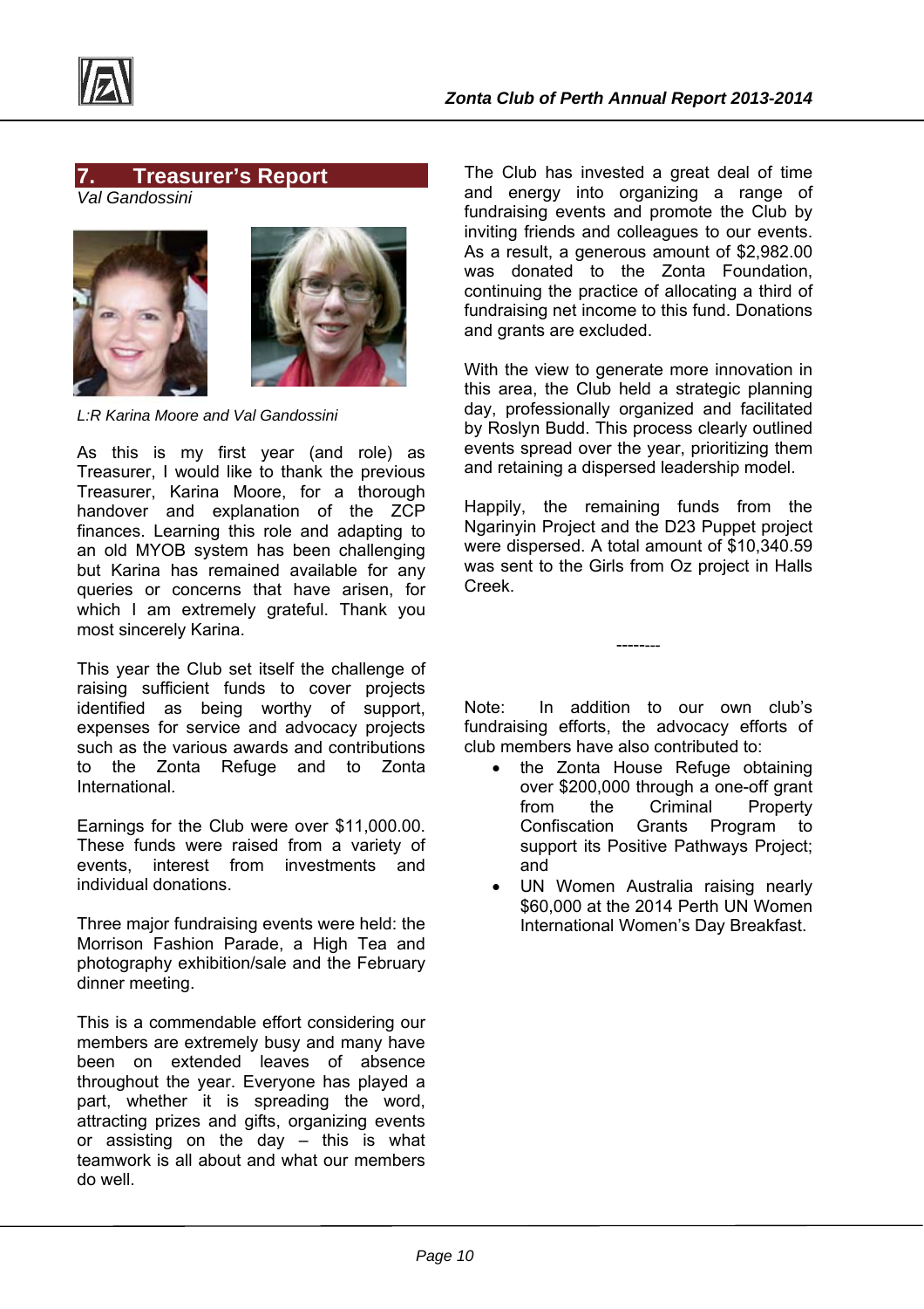## 7. Treasurer's Report

*Val Gandossini*

*L:R Karina Moore and Val Gandossini*

As this is my first year (and role) as Treasurer, I would like to thank the previous Treasurer, Karina Moore, for a thorough handover and explanation of the ZCP finances. Learning this role and adapting to an old MYOB system has been challenging but Karina has remained available for any queries or concerns that have arisen, for which I am extremely grateful. Thank you most sincerely Karina.

This year the Club set itself the challenge of raising sufficient funds to cover projects identified as being worthy of support, expenses for service and advocacy projects such as the various awards and contributions to the Zonta Refuge and to Zonta International.

Earnings for the Club were over $11,000.00. These funds were raised from a variety of events, interest from investments and individual donations.

Three major fundraising events were held: the Morrison Fashion Parade, a High Tea and photography exhibition/sale and the February dinner meeting.

This is a commendable effort considering our members are extremely busy and many have been on extended leaves of absence throughout the year. Everyone has played a part, whether it is spreading the word, attracting prizes and gifts, organizing events or assisting on the day – this is what teamwork is all about and what our members do well.

The Club has invested a great deal of time and energy into organizing a range of fundraising events and promote the Club by inviting friends and colleagues to our events. As a result, a generous amount of $2,982.00 was donated to the Zonta Foundation, continuing the practice of allocating a third of fundraising net income to this fund. Donations and grants are excluded.

With the view to generate more innovation in this area, the Club held a strategic planning day, professionally organized and facilitated by Roslyn Budd. This process clearly outlined events spread over the year, prioritizing them and retaining a dispersed leadership model.

Happily, the remaining funds from the Ngarinyin Project and the D23 Puppet project were dispersed. A total amount of $10,340.59 was sent to the Girls from Oz project in Halls Creek.

--------

Note: In addition to our own club's fundraising efforts, the advocacy efforts of club members have also contributed to:

- the Zonta House Refuge obtaining over $200,000 through a one-off grant from the Criminal Property Confiscation Grants Program to support its Positive Pathways Project; and
- UN Women Australia raising nearly $60,000 at the 2014 Perth UN Women International Women's Day Breakfast.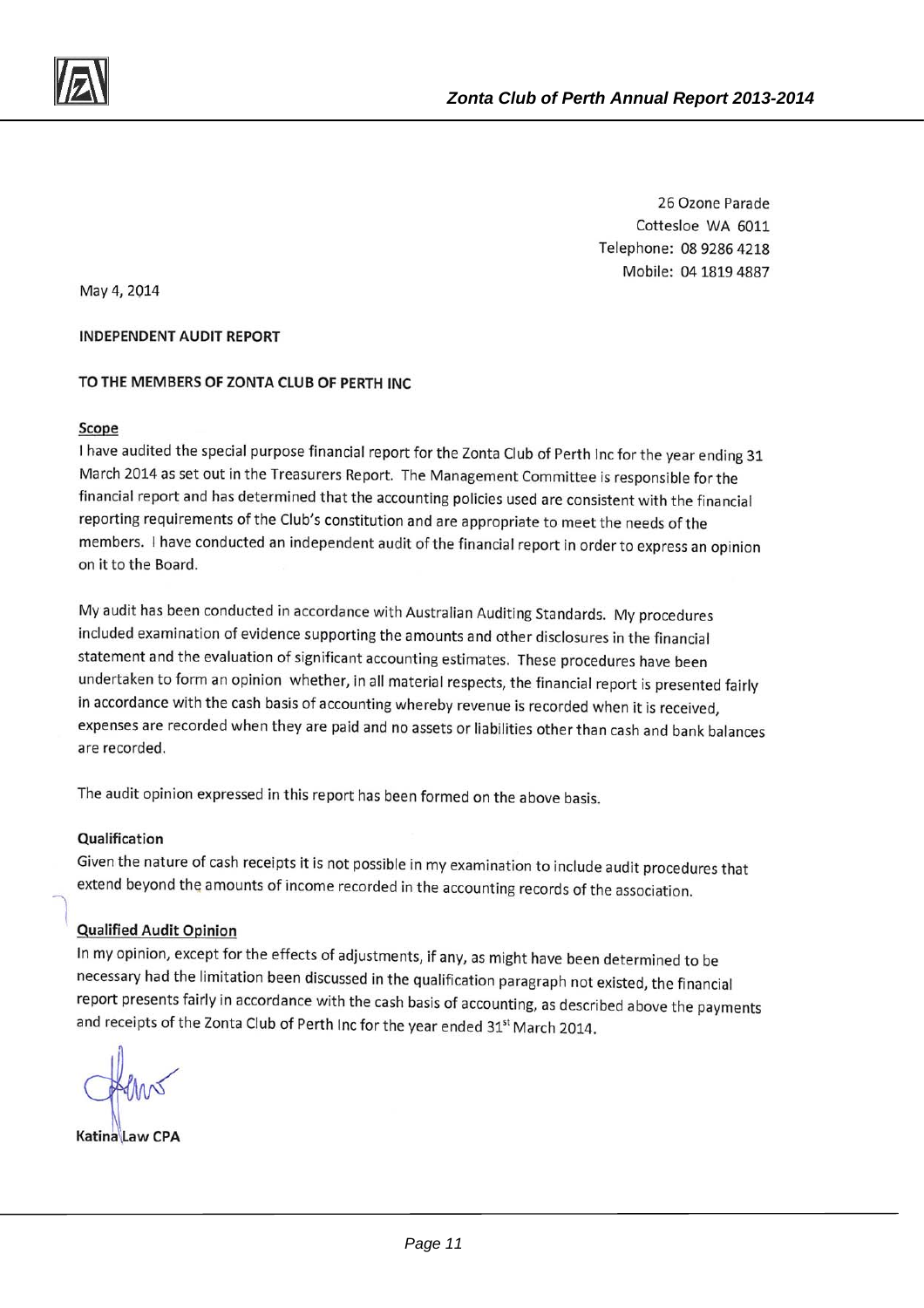26 Ozone Parade
Cottesloe WA 6011
Telephone: 08 9286 4218
Mobile: 04 1819 4887

May 4, 2014

**INDEPENDENT AUDIT REPORT**

**TO THE MEMBERS OF ZONTA CLUB OF PERTH INC**

**Scope**

I have audited the special purpose financial report for the Zonta Club of Perth Inc for the year ending 31 March 2014 as set out in the Treasurers Report. The Management Committee is responsible for the financial report and has determined that the accounting policies used are consistent with the financial reporting requirements of the Club's constitution and are appropriate to meet the needs of the members. I have conducted an independent audit of the financial report in order to express an opinion on it to the Board.

My audit has been conducted in accordance with Australian Auditing Standards. My procedures included examination of evidence supporting the amounts and other disclosures in the financial statement and the evaluation of significant accounting estimates. These procedures have been undertaken to form an opinion whether, in all material respects, the financial report is presented fairly in accordance with the cash basis of accounting whereby revenue is recorded when it is received, expenses are recorded when they are paid and no assets or liabilities other than cash and bank balances are recorded.

The audit opinion expressed in this report has been formed on the above basis.

**Qualification**

Given the nature of cash receipts it is not possible in my examination to include audit procedures that extend beyond the amounts of income recorded in the accounting records of the association.

**Qualified Audit Opinion**

In my opinion, except for the effects of adjustments, if any, as might have been determined to be necessary had the limitation been discussed in the qualification paragraph not existed, the financial report presents fairly in accordance with the cash basis of accounting, as described above the payments and receipts of the Zonta Club of Perth Inc for the year ended 31st March 2014.

**Katina Law CPA**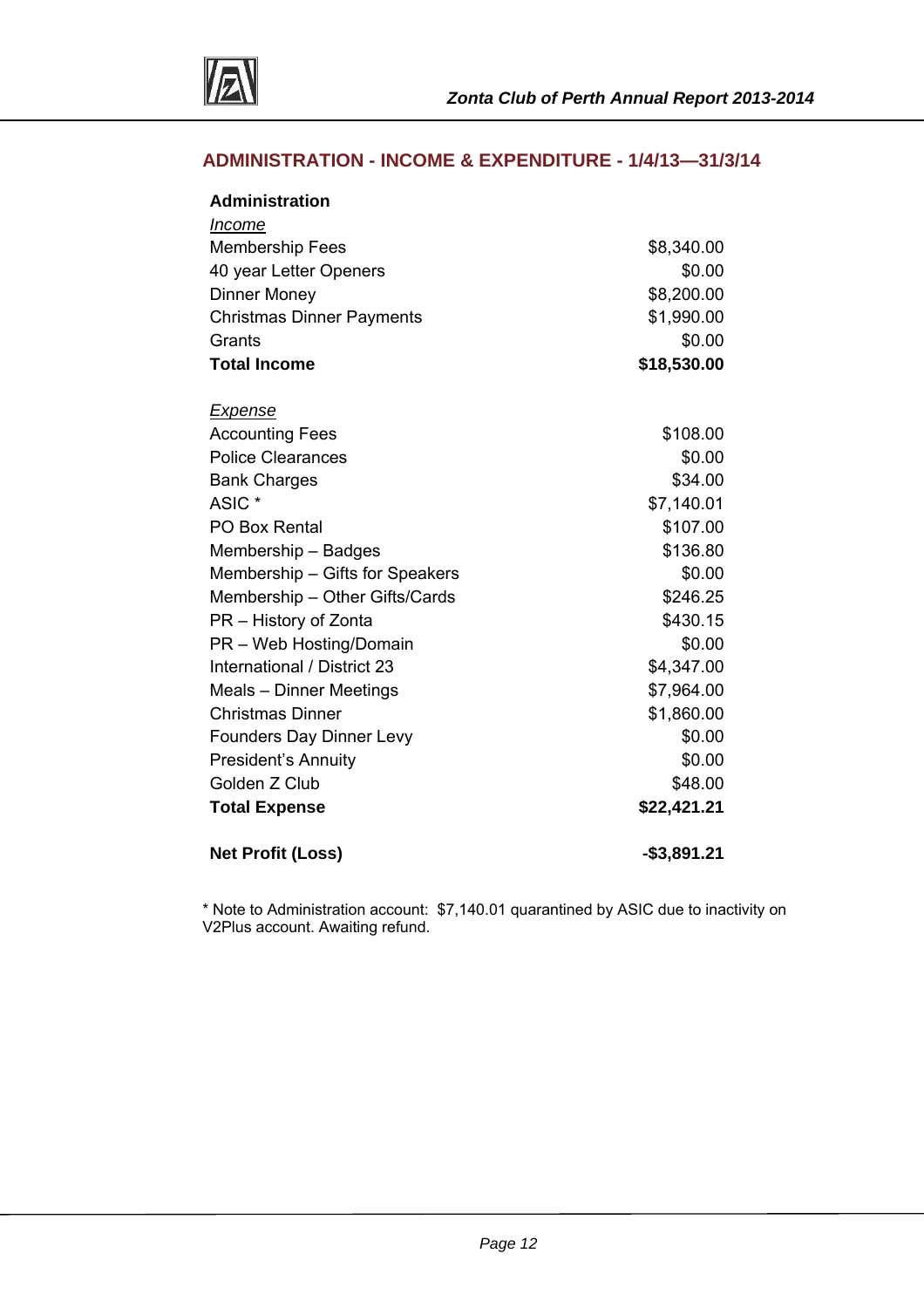## ADMINISTRATION - INCOME & EXPENDITURE - 1/4/13—31/3/14

| **Administration** | |
|---|---|
| *Income* | |
| Membership Fees | $8,340.00 |
| 40 year Letter Openers | $0.00 |
| Dinner Money | $8,200.00 |
| Christmas Dinner Payments | $1,990.00 |
| Grants | $0.00 |
| **Total Income** | **$18,530.00** |
| | |
| *Expense* | |
| Accounting Fees | $108.00 |
| Police Clearances | $0.00 |
| Bank Charges | $34.00 |
| ASIC * | $7,140.01 |
| PO Box Rental | $107.00 |
| Membership – Badges | $136.80 |
| Membership – Gifts for Speakers | $0.00 |
| Membership – Other Gifts/Cards | $246.25 |
| PR – History of Zonta | $430.15 |
| PR – Web Hosting/Domain | $0.00 |
| International / District 23 | $4,347.00 |
| Meals – Dinner Meetings | $7,964.00 |
| Christmas Dinner | $1,860.00 |
| Founders Day Dinner Levy | $0.00 |
| President's Annuity | $0.00 |
| Golden Z Club | $48.00 |
| **Total Expense** | **$22,421.21** |
| | |
| **Net Profit (Loss)** | **-$3,891.21** |

* Note to Administration account: $7,140.01 quarantined by ASIC due to inactivity on V2Plus account. Awaiting refund.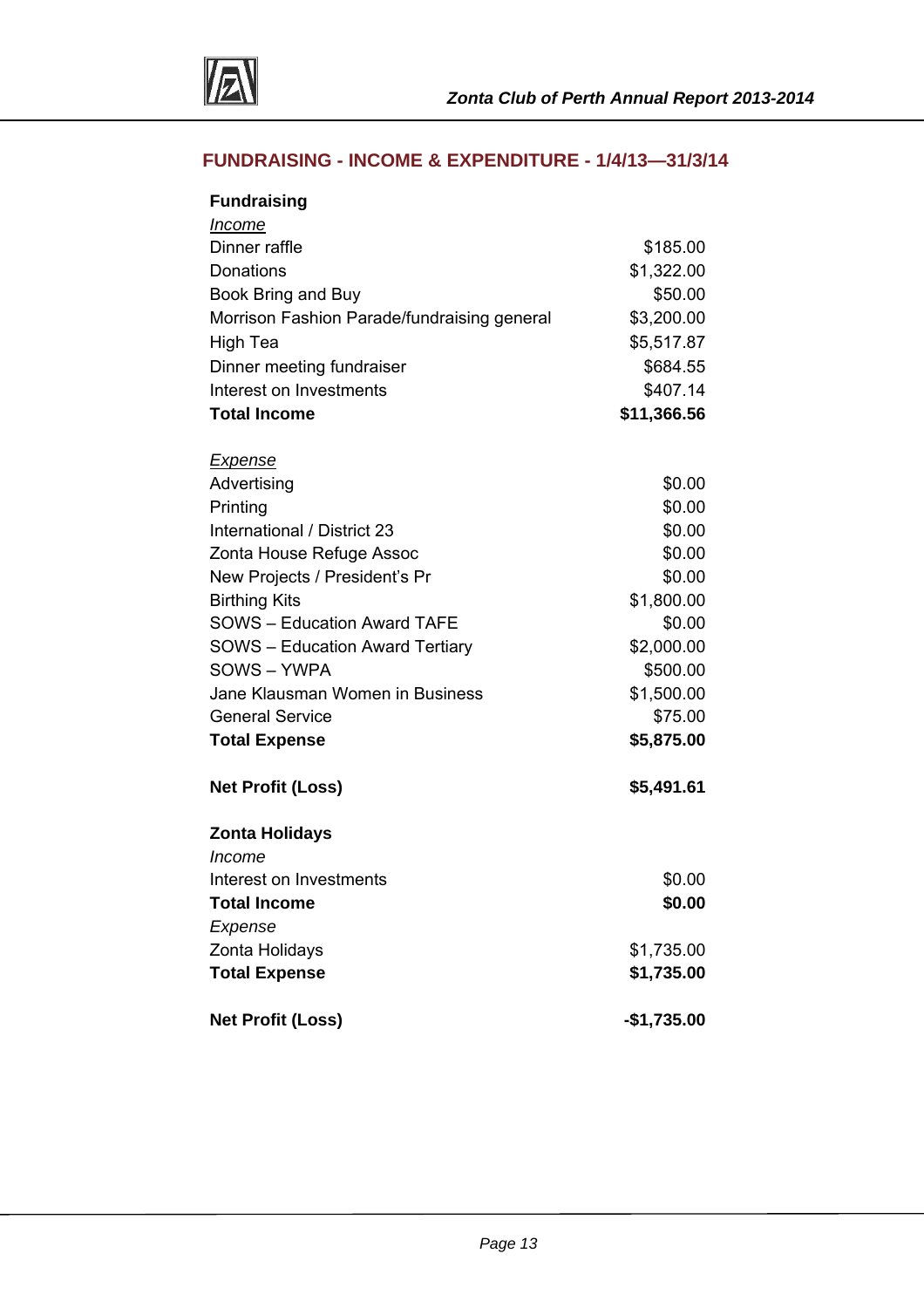## FUNDRAISING - INCOME & EXPENDITURE - 1/4/13—31/3/14

| **Fundraising** | |
|---|---|
| *Income* | |
| Dinner raffle | $185.00 |
| Donations | $1,322.00 |
| Book Bring and Buy | $50.00 |
| Morrison Fashion Parade/fundraising general | $3,200.00 |
| High Tea | $5,517.87 |
| Dinner meeting fundraiser | $684.55 |
| Interest on Investments | $407.14 |
| **Total Income** | **$11,366.56** |
| | |
| *Expense* | |
| Advertising | $0.00 |
| Printing | $0.00 |
| International / District 23 | $0.00 |
| Zonta House Refuge Assoc | $0.00 |
| New Projects / President's Pr | $0.00 |
| Birthing Kits | $1,800.00 |
| SOWS – Education Award TAFE | $0.00 |
| SOWS – Education Award Tertiary | $2,000.00 |
| SOWS – YWPA | $500.00 |
| Jane Klausman Women in Business | $1,500.00 |
| General Service | $75.00 |
| **Total Expense** | **$5,875.00** |
| | |
| **Net Profit (Loss)** | **$5,491.61** |

| **Zonta Holidays** | |
|---|---|
| *Income* | |
| Interest on Investments | $0.00 |
| **Total Income** | **$0.00** |
| *Expense* | |
| Zonta Holidays | $1,735.00 |
| **Total Expense** | **$1,735.00** |
| | |
| **Net Profit (Loss)** | **-$1,735.00** |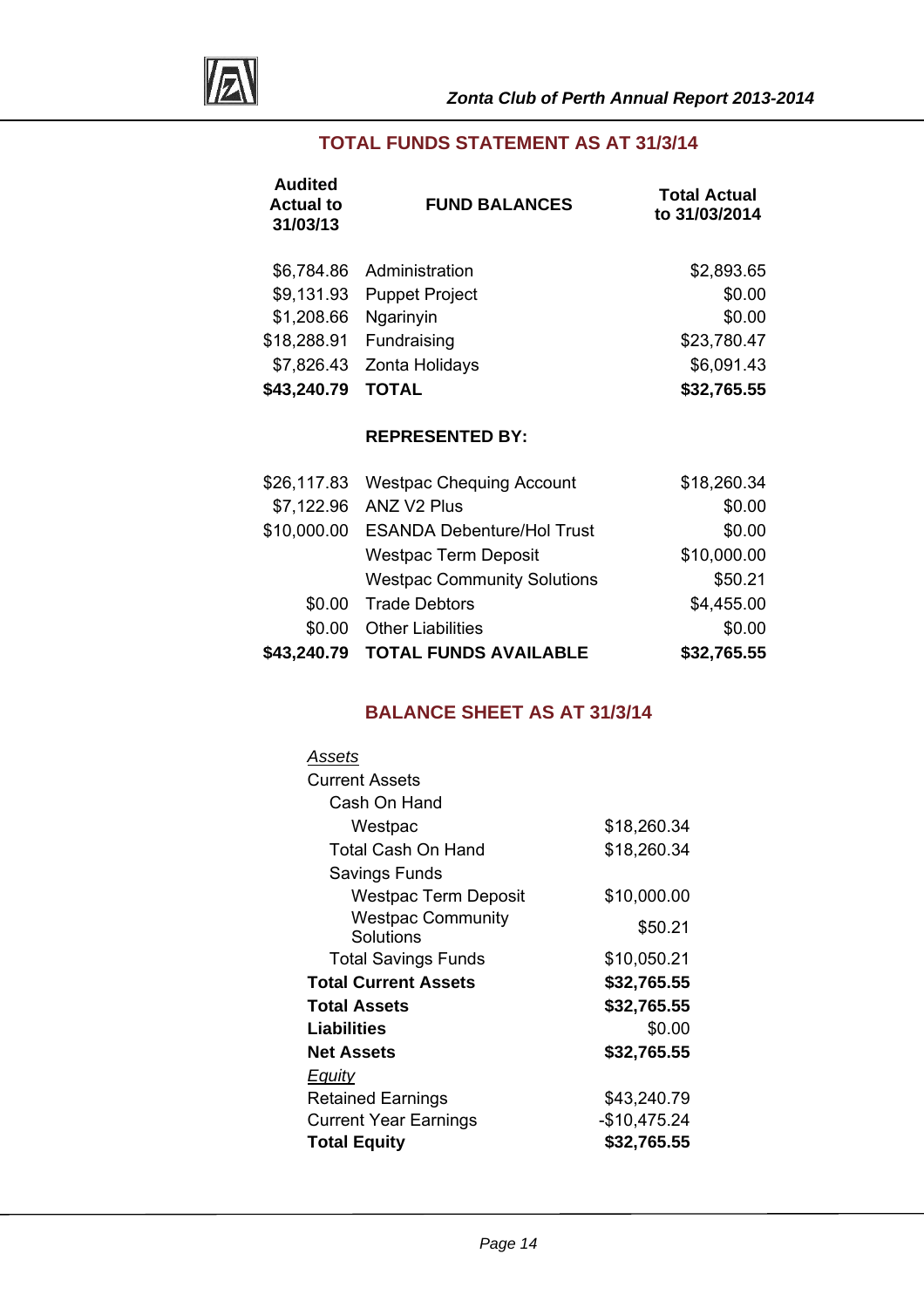## TOTAL FUNDS STATEMENT AS AT 31/3/14

| Audited Actual to 31/03/13 | FUND BALANCES | Total Actual to 31/03/2014 |
|---|---|---|
| $6,784.86 | Administration | $2,893.65 |
| $9,131.93 | Puppet Project | $0.00 |
| $1,208.66 | Ngarinyin | $0.00 |
| $18,288.91 | Fundraising | $23,780.47 |
| $7,826.43 | Zonta Holidays | $6,091.43 |
| **$43,240.79** | **TOTAL** | **$32,765.55** |
| | **REPRESENTED BY:** | |
| $26,117.83 | Westpac Chequing Account | $18,260.34 |
| $7,122.96 | ANZ V2 Plus | $0.00 |
| $10,000.00 | ESANDA Debenture/Hol Trust | $0.00 |
| | Westpac Term Deposit | $10,000.00 |
| | Westpac Community Solutions | $50.21 |
| $0.00 | Trade Debtors | $4,455.00 |
| $0.00 | Other Liabilities | $0.00 |
| **$43,240.79** | **TOTAL FUNDS AVAILABLE** | **$32,765.55** |

## BALANCE SHEET AS AT 31/3/14

| | |
|---|---|
| *Assets* | |
| Current Assets | |
| Cash On Hand | |
| Westpac | $18,260.34 |
| Total Cash On Hand | $18,260.34 |
| Savings Funds | |
| Westpac Term Deposit | $10,000.00 |
| Westpac Community Solutions | $50.21 |
| Total Savings Funds | $10,050.21 |
| **Total Current Assets** | **$32,765.55** |
| **Total Assets** | **$32,765.55** |
| **Liabilities** | $0.00 |
| **Net Assets** | **$32,765.55** |
| *Equity* | |
| Retained Earnings | $43,240.79 |
| Current Year Earnings | -$10,475.24 |
| **Total Equity** | **$32,765.55** |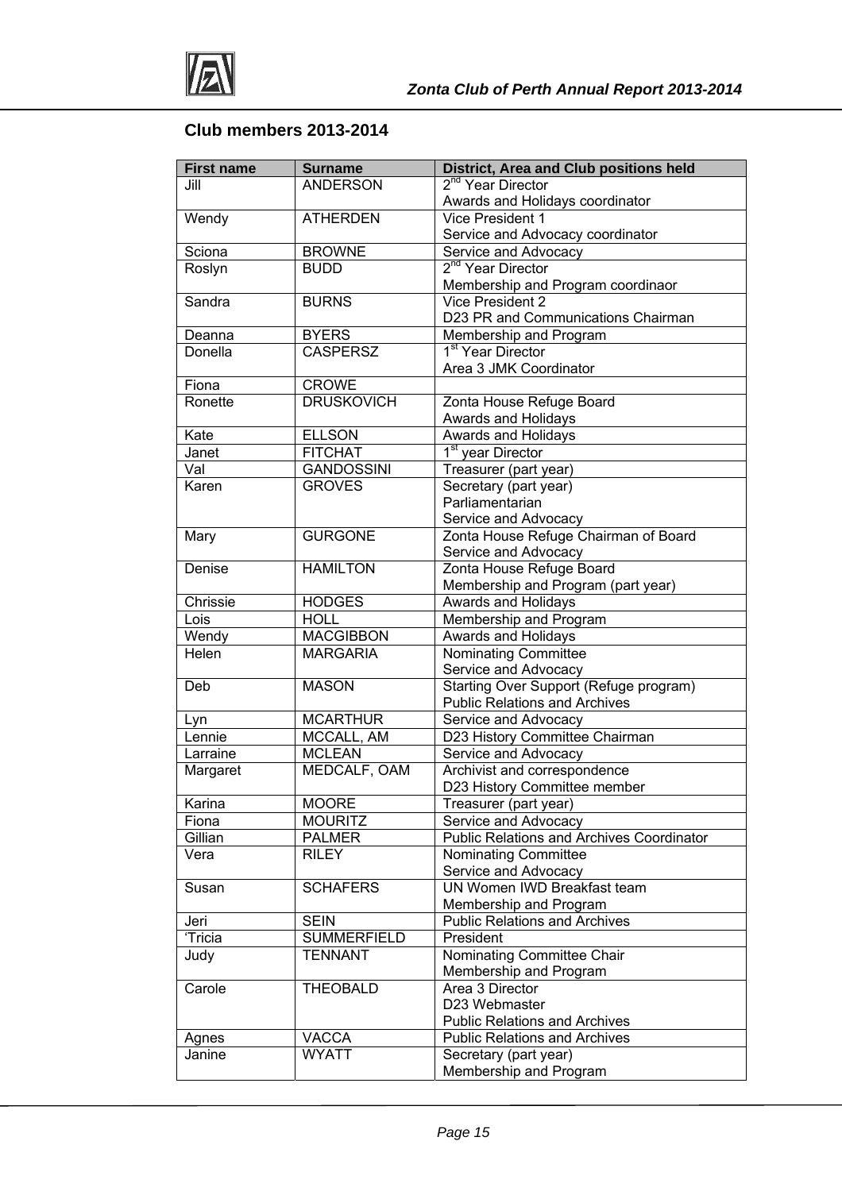## Club members 2013-2014

| First name | Surname | District, Area and Club positions held |
|---|---|---|
| Jill | ANDERSON | 2nd Year Director<br>Awards and Holidays coordinator |
| Wendy | ATHERDEN | Vice President 1<br>Service and Advocacy coordinator |
| Sciona | BROWNE | Service and Advocacy |
| Roslyn | BUDD | 2nd Year Director<br>Membership and Program coordinaor |
| Sandra | BURNS | Vice President 2<br>D23 PR and Communications Chairman |
| Deanna | BYERS | Membership and Program |
| Donella | CASPERSZ | 1st Year Director<br>Area 3 JMK Coordinator |
| Fiona | CROWE | |
| Ronette | DRUSKOVICH | Zonta House Refuge Board<br>Awards and Holidays |
| Kate | ELLSON | Awards and Holidays |
| Janet | FITCHAT | 1st year Director |
| Val | GANDOSSINI | Treasurer (part year) |
| Karen | GROVES | Secretary (part year)<br>Parliamentarian<br>Service and Advocacy |
| Mary | GURGONE | Zonta House Refuge Chairman of Board<br>Service and Advocacy |
| Denise | HAMILTON | Zonta House Refuge Board<br>Membership and Program (part year) |
| Chrissie | HODGES | Awards and Holidays |
| Lois | HOLL | Membership and Program |
| Wendy | MACGIBBON | Awards and Holidays |
| Helen | MARGARIA | Nominating Committee<br>Service and Advocacy |
| Deb | MASON | Starting Over Support (Refuge program)<br>Public Relations and Archives |
| Lyn | MCARTHUR | Service and Advocacy |
| Lennie | MCCALL, AM | D23 History Committee Chairman |
| Larraine | MCLEAN | Service and Advocacy |
| Margaret | MEDCALF, OAM | Archivist and correspondence<br>D23 History Committee member |
| Karina | MOORE | Treasurer (part year) |
| Fiona | MOURITZ | Service and Advocacy |
| Gillian | PALMER | Public Relations and Archives Coordinator |
| Vera | RILEY | Nominating Committee<br>Service and Advocacy |
| Susan | SCHAFERS | UN Women IWD Breakfast team<br>Membership and Program |
| Jeri | SEIN | Public Relations and Archives |
| 'Tricia | SUMMERFIELD | President |
| Judy | TENNANT | Nominating Committee Chair<br>Membership and Program |
| Carole | THEOBALD | Area 3 Director<br>D23 Webmaster<br>Public Relations and Archives |
| Agnes | VACCA | Public Relations and Archives |
| Janine | WYATT | Secretary (part year)<br>Membership and Program |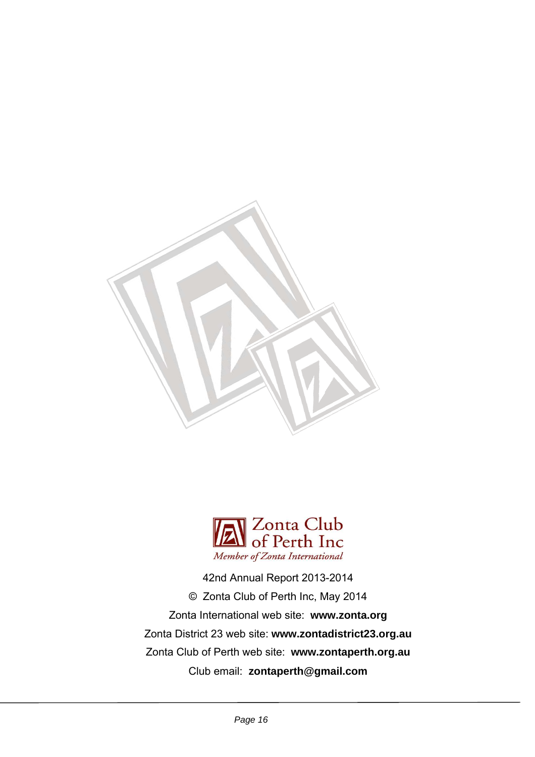Zonta Club of Perth Inc

*Member of Zonta International*

42nd Annual Report 2013-2014

© Zonta Club of Perth Inc, May 2014

Zonta International web site: **www.zonta.org**

Zonta District 23 web site: **www.zontadistrict23.org.au**

Zonta Club of Perth web site: **www.zontaperth.org.au**

Club email: **zontaperth@gmail.com**